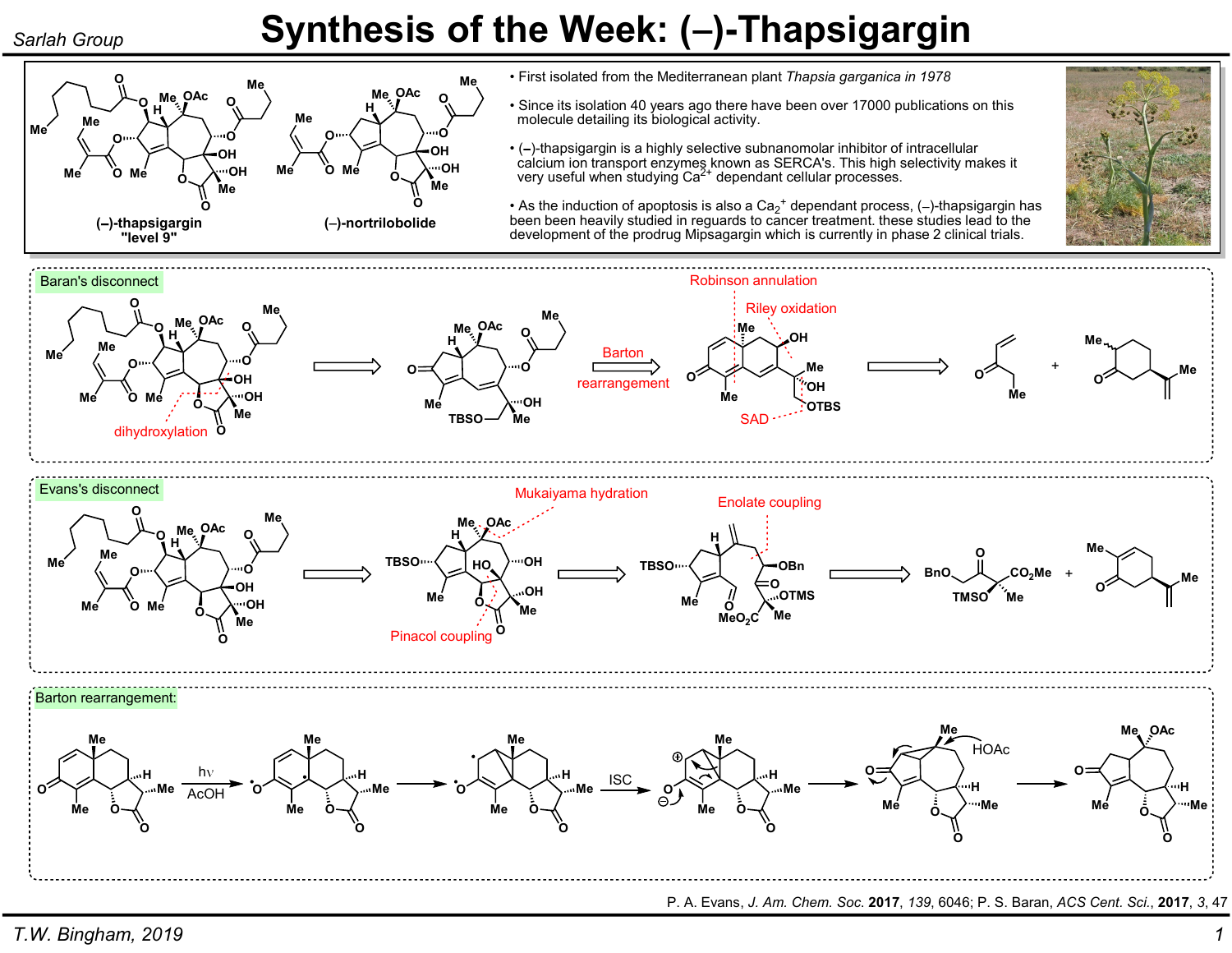# Synthesis of the Week: (–)-Thapsigargin

Sarlah Group

(–)-thapsigargin "level 9"

(–)-nortrilobolide

- First isolated from the Mediterranean plant *Thapsia garganica in 1978*
- Since its isolation 40 years ago there have been over 17000 publications on this molecule detailing its biological activity.
- (–)-thapsigargin is a highly selective subnanomolar inhibitor of intracellular calcium ion transport enzymes known as SERCA's. This high selectivity makes it very useful when studying $Ca^{2+}$ dependant cellular processes.
- As the induction of apoptosis is also a $Ca_2^+$ dependant process, (–)-thapsigargin has been been heavily studied in reguards to cancer treatment. these studies lead to the development of the prodrug Mipsagargin which is currently in phase 2 clinical trials.

## Baran's disconnect

dihydroxylation ⟹ Barton rearrangement ⟹ Robinson annulation, Riley oxidation, SAD ⟹ +

## Evans's disconnect

Pinacol coupling, Mukaiyama hydration ⟹ Enolate coupling ⟹ +

## Barton rearrangement:

hν, AcOH → → ISC → → HOAc →

P. A. Evans, *J. Am. Chem. Soc.* **2017**, *139*, 6046; P. S. Baran, *ACS Cent. Sci.*, **2017**, *3*, 47

T.W. Bingham, 2019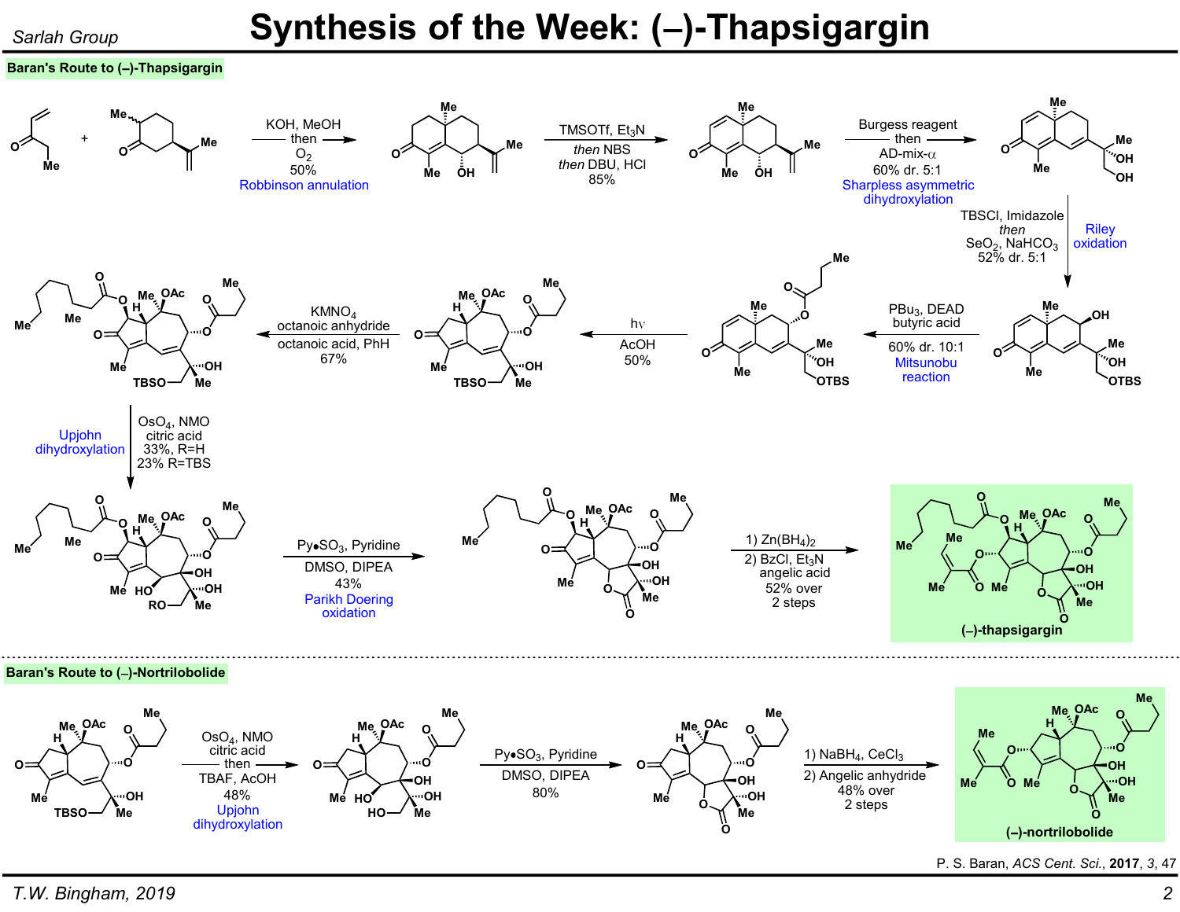# Synthesis of the Week: (–)-Thapsigargin

Sarlah Group

## Baran's Route to (–)-Thapsigargin

- KOH, MeOH then $O_2$, 50% — Robinson annulation
- TMSOTf, $Et_3N$ *then* NBS *then* DBU, HCl, 85%
- Burgess reagent then AD-mix-α, 60% dr. 5:1 — Sharpless asymmetric dihydroxylation
- TBSCl, Imidazole *then* $SeO_2$, $NaHCO_3$, 52% dr. 5:1 — Riley oxidation
- $PBu_3$, DEAD, butyric acid, 60% dr. 10:1 — Mitsunobu reaction
- hν, AcOH, 50%
- $KMNO_4$, octanoic anhydride, octanoic acid, PhH, 67%
- $OsO_4$, NMO, citric acid, 33%, R=H, 23% R=TBS — Upjohn dihydroxylation
- Py•$SO_3$, Pyridine, DMSO, DIPEA, 43% — Parikh Doering oxidation
- 1) $Zn(BH_4)_2$ 2) BzCl, $Et_3N$, angelic acid, 52% over 2 steps

**(–)-thapsigargin**

## Baran's Route to (–)-Nortrilobolide

- $OsO_4$, NMO, citric acid then TBAF, AcOH, 48% — Upjohn dihydroxylation
- Py•$SO_3$, Pyridine, DMSO, DIPEA, 80%
- 1) $NaBH_4$, $CeCl_3$ 2) Angelic anhydride, 48% over 2 steps

**(–)-nortrilobolide**

P. S. Baran, *ACS Cent. Sci.*, **2017**, *3*, 47

*T.W. Bingham, 2019*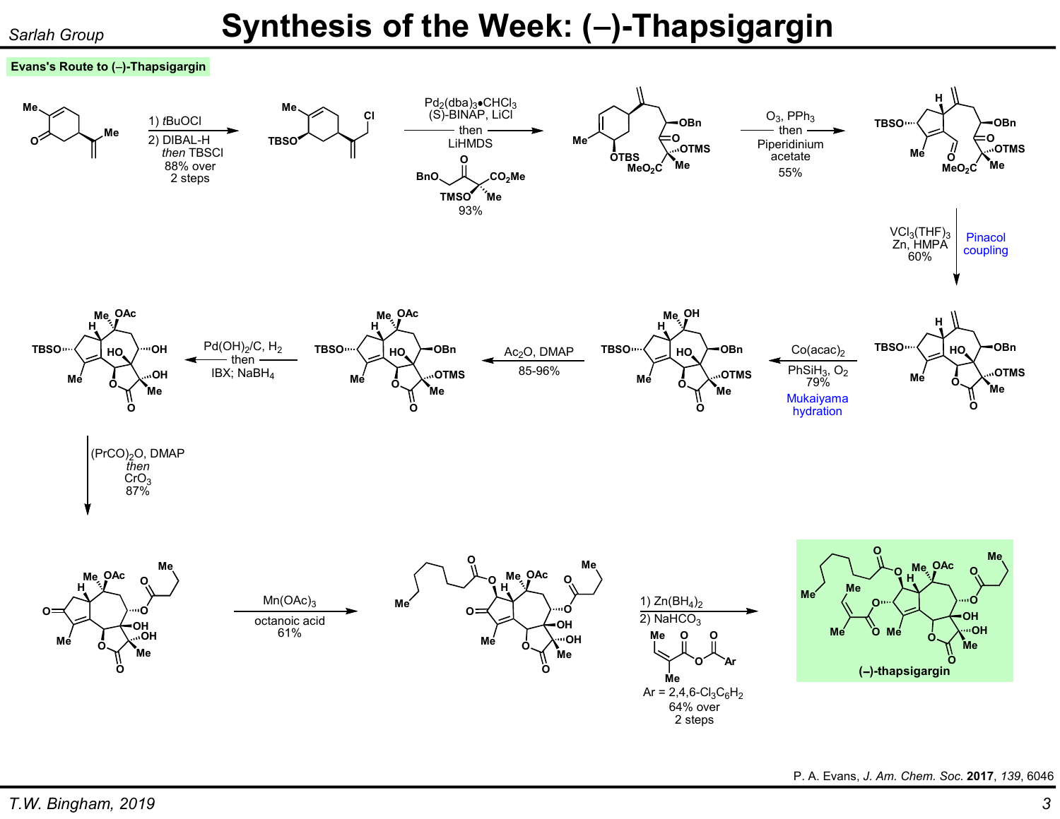# Synthesis of the Week: (–)-Thapsigargin

**Evans's Route to (–)-Thapsigargin**

1) *t*BuOCl
2) DIBAL-H *then* TBSCl
88% over 2 steps

$Pd_2(dba)_3 \cdot CHCl_3$
(S)-BINAP, LiCl
then
LiHMDS
93%

$O_3$, $PPh_3$
then
Piperidinium acetate
55%

$VCl_3(THF)_3$
Zn, HMPA
60%
Pinacol coupling

$Co(acac)_2$
$PhSiH_3$, $O_2$
79%
Mukaiyama hydration

$Ac_2O$, DMAP
85-96%

$Pd(OH)_2/C$, $H_2$
then
IBX; $NaBH_4$

$(PrCO)_2O$, DMAP
*then*
$CrO_3$
87%

$Mn(OAc)_3$
octanoic acid
61%

1) $Zn(BH_4)_2$
2) $NaHCO_3$
Ar = 2,4,6-$Cl_3C_6H_2$
64% over 2 steps

(–)-thapsigargin

P. A. Evans, *J. Am. Chem. Soc.* **2017**, *139*, 6046